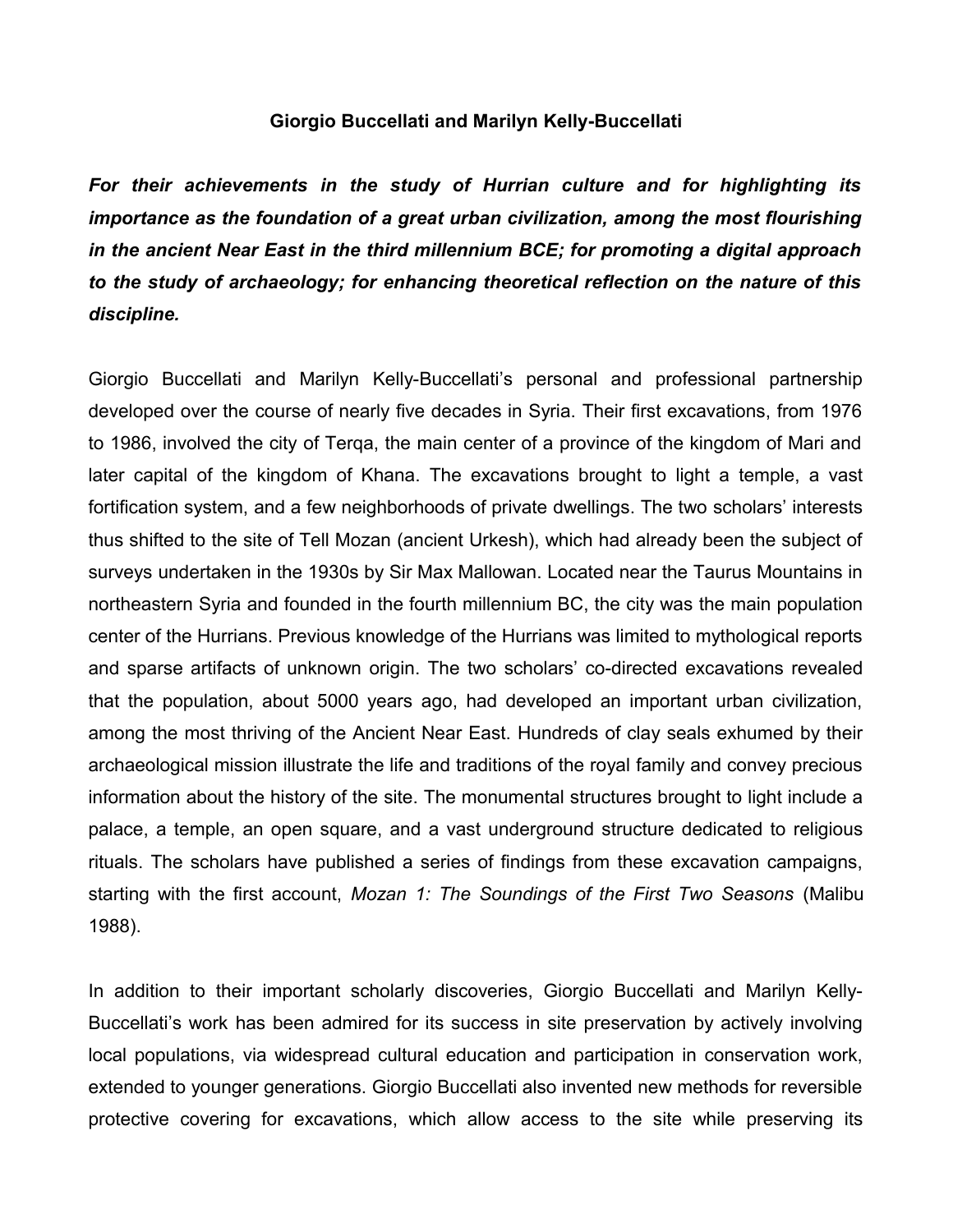**Giorgio Buccellati and Marilyn Kelly-Buccellati**

***For their achievements in the study of Hurrian culture and for highlighting its importance as the foundation of a great urban civilization, among the most flourishing in the ancient Near East in the third millennium BCE; for promoting a digital approach to the study of archaeology; for enhancing theoretical reflection on the nature of this discipline.***

Giorgio Buccellati and Marilyn Kelly-Buccellati's personal and professional partnership developed over the course of nearly five decades in Syria. Their first excavations, from 1976 to 1986, involved the city of Terqa, the main center of a province of the kingdom of Mari and later capital of the kingdom of Khana. The excavations brought to light a temple, a vast fortification system, and a few neighborhoods of private dwellings. The two scholars' interests thus shifted to the site of Tell Mozan (ancient Urkesh), which had already been the subject of surveys undertaken in the 1930s by Sir Max Mallowan. Located near the Taurus Mountains in northeastern Syria and founded in the fourth millennium BC, the city was the main population center of the Hurrians. Previous knowledge of the Hurrians was limited to mythological reports and sparse artifacts of unknown origin. The two scholars' co-directed excavations revealed that the population, about 5000 years ago, had developed an important urban civilization, among the most thriving of the Ancient Near East. Hundreds of clay seals exhumed by their archaeological mission illustrate the life and traditions of the royal family and convey precious information about the history of the site. The monumental structures brought to light include a palace, a temple, an open square, and a vast underground structure dedicated to religious rituals. The scholars have published a series of findings from these excavation campaigns, starting with the first account, *Mozan 1: The Soundings of the First Two Seasons* (Malibu 1988).

In addition to their important scholarly discoveries, Giorgio Buccellati and Marilyn Kelly-Buccellati's work has been admired for its success in site preservation by actively involving local populations, via widespread cultural education and participation in conservation work, extended to younger generations. Giorgio Buccellati also invented new methods for reversible protective covering for excavations, which allow access to the site while preserving its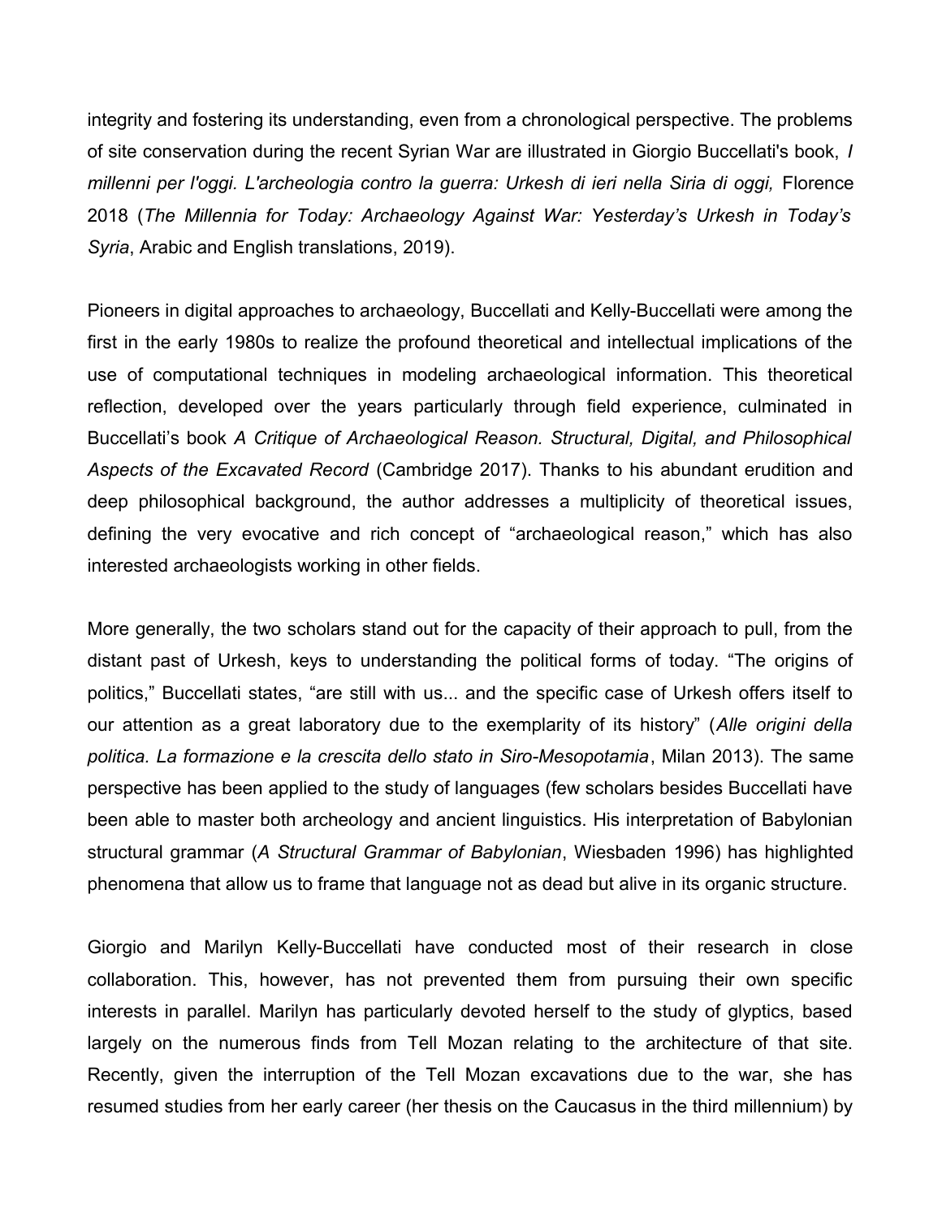integrity and fostering its understanding, even from a chronological perspective. The problems of site conservation during the recent Syrian War are illustrated in Giorgio Buccellati's book, *I millenni per l'oggi. L'archeologia contro la guerra: Urkesh di ieri nella Siria di oggi,* Florence 2018 (*The Millennia for Today: Archaeology Against War: Yesterday's Urkesh in Today's Syria*, Arabic and English translations, 2019).

Pioneers in digital approaches to archaeology, Buccellati and Kelly-Buccellati were among the first in the early 1980s to realize the profound theoretical and intellectual implications of the use of computational techniques in modeling archaeological information. This theoretical reflection, developed over the years particularly through field experience, culminated in Buccellati's book *A Critique of Archaeological Reason. Structural, Digital, and Philosophical Aspects of the Excavated Record* (Cambridge 2017). Thanks to his abundant erudition and deep philosophical background, the author addresses a multiplicity of theoretical issues, defining the very evocative and rich concept of "archaeological reason," which has also interested archaeologists working in other fields.

More generally, the two scholars stand out for the capacity of their approach to pull, from the distant past of Urkesh, keys to understanding the political forms of today. "The origins of politics," Buccellati states, "are still with us... and the specific case of Urkesh offers itself to our attention as a great laboratory due to the exemplarity of its history" (*Alle origini della politica. La formazione e la crescita dello stato in Siro-Mesopotamia*, Milan 2013). The same perspective has been applied to the study of languages (few scholars besides Buccellati have been able to master both archeology and ancient linguistics. His interpretation of Babylonian structural grammar (*A Structural Grammar of Babylonian*, Wiesbaden 1996) has highlighted phenomena that allow us to frame that language not as dead but alive in its organic structure.

Giorgio and Marilyn Kelly-Buccellati have conducted most of their research in close collaboration. This, however, has not prevented them from pursuing their own specific interests in parallel. Marilyn has particularly devoted herself to the study of glyptics, based largely on the numerous finds from Tell Mozan relating to the architecture of that site. Recently, given the interruption of the Tell Mozan excavations due to the war, she has resumed studies from her early career (her thesis on the Caucasus in the third millennium) by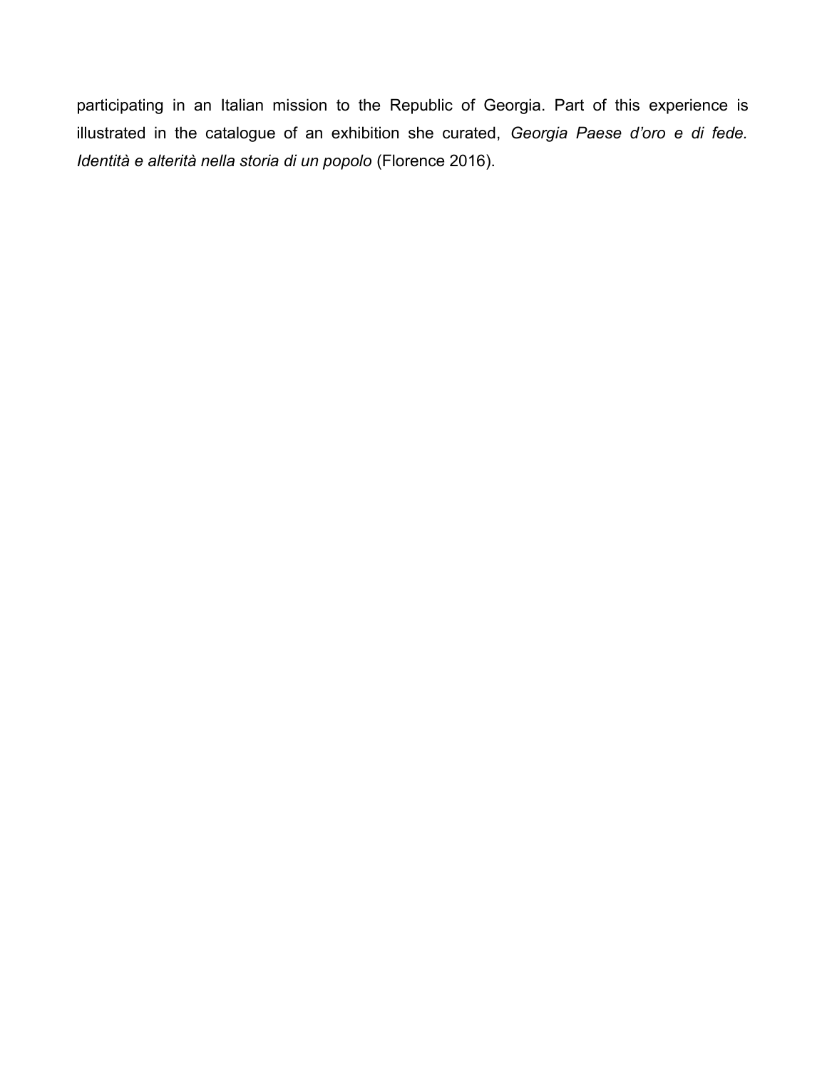participating in an Italian mission to the Republic of Georgia. Part of this experience is illustrated in the catalogue of an exhibition she curated, *Georgia Paese d'oro e di fede. Identità e alterità nella storia di un popolo* (Florence 2016).